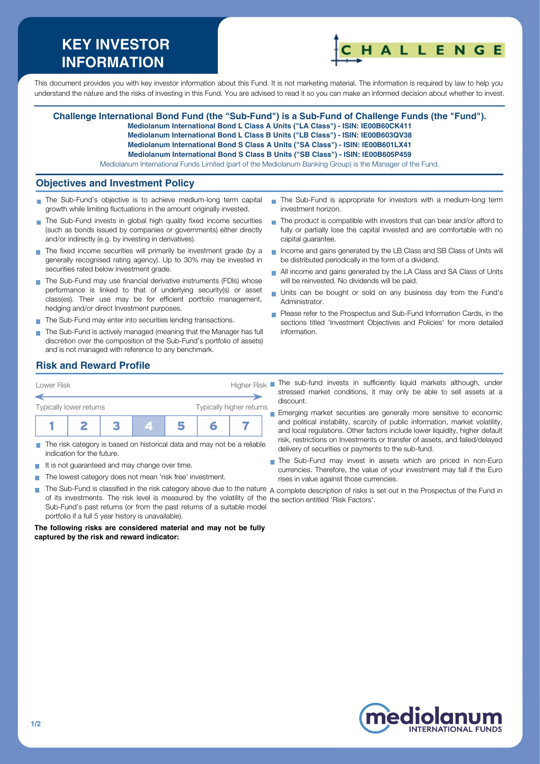# KEY INVESTOR INFORMATION

This document provides you with key investor information about this Fund. It is not marketing material. The information is required by law to help you understand the nature and the risks of investing in this Fund. You are advised to read it so you can make an informed decision about whether to invest.

**Challenge International Bond Fund (the "Sub-Fund") is a Sub-Fund of Challenge Funds (the "Fund").**
**Mediolanum International Bond L Class A Units ("LA Class") - ISIN: IE00B60CK411**
**Mediolanum International Bond L Class B Units ("LB Class") - ISIN: IE00B603QV38**
**Mediolanum International Bond S Class A Units ("SA Class") - ISIN: IE00B601LX41**
**Mediolanum International Bond S Class B Units ("SB Class") - ISIN: IE00B605P459**
Mediolanum International Funds Limited (part of the Mediolanum Banking Group) is the Manager of the Fund.

## Objectives and Investment Policy

- The Sub-Fund's objective is to achieve medium-long term capital growth while limiting fluctuations in the amount originally invested.
- The Sub-Fund invests in global high quality fixed income securities (such as bonds issued by companies or governments) either directly and/or indirectly (e.g. by investing in derivatives).
- The fixed income securities will primarily be investment grade (by a generally recognised rating agency). Up to 30% may be invested in securities rated below investment grade.
- The Sub-Fund may use financial derivative instruments (FDIs) whose performance is linked to that of underlying security(s) or asset class(es). Their use may be for efficient portfolio management, hedging and/or direct Investment purposes.
- The Sub-Fund may enter into securities lending transactions.
- The Sub-Fund is actively managed (meaning that the Manager has full discretion over the composition of the Sub-Fund's portfolio of assets) and is not managed with reference to any benchmark.
- The Sub-Fund is appropriate for investors with a medium-long term investment horizon.
- The product is compatible with investors that can bear and/or afford to fully or partially lose the capital invested and are comfortable with no capital guarantee.
- Income and gains generated by the LB Class and SB Class of Units will be distributed periodically in the form of a dividend.
- All income and gains generated by the LA Class and SA Class of Units will be reinvested. No dividends will be paid.
- Units can be bought or sold on any business day from the Fund's Administrator.
- Please refer to the Prospectus and Sub-Fund Information Cards, in the sections titled 'Investment Objectives and Policies' for more detailed information.

## Risk and Reward Profile

Lower Risk — Higher Risk

Typically lower returns — Typically higher returns

| 1 | 2 | 3 | **4** | 5 | 6 | 7 |
|---|---|---|---|---|---|---|

- The risk category is based on historical data and may not be a reliable indication for the future.
- It is not guaranteed and may change over time.
- The lowest category does not mean 'risk free' investment.
- The Sub-Fund is classified in the risk category above due to the nature of its investments. The risk level is measured by the volatility of the Sub-Fund's past returns (or from the past returns of a suitable model portfolio if a full 5 year history is unavailable).

**The following risks are considered material and may not be fully captured by the risk and reward indicator:**

- The sub-fund invests in sufficiently liquid markets although, under stressed market conditions, it may only be able to sell assets at a discount.
- Emerging market securities are generally more sensitive to economic and political instability, scarcity of public information, market volatility, and local regulations. Other factors include lower liquidity, higher default risk, restrictions on Investments or transfer of assets, and failed/delayed delivery of securities or payments to the sub-fund.
- The Sub-Fund may invest in assets which are priced in non-Euro currencies. Therefore, the value of your investment may fall if the Euro rises in value against those currencies.

A complete description of risks is set out in the Prospectus of the Fund in the section entitled 'Risk Factors'.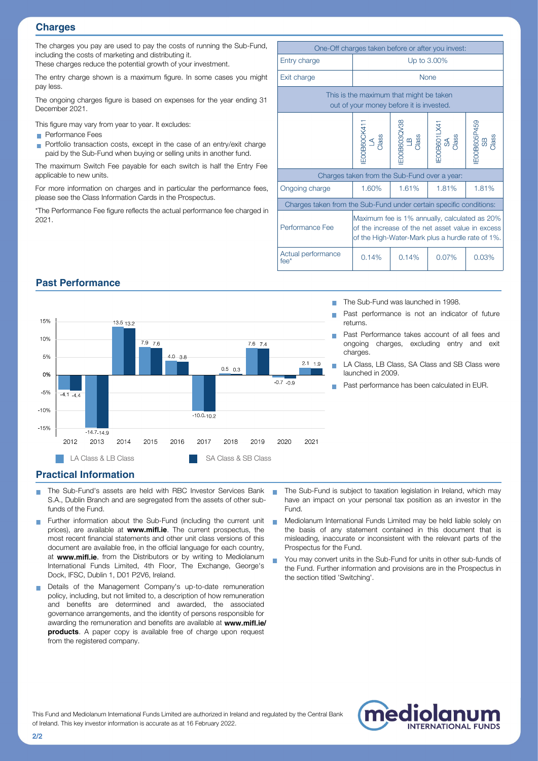## Charges

The charges you pay are used to pay the costs of running the Sub-Fund, including the costs of marketing and distributing it.
These charges reduce the potential growth of your investment.

The entry charge shown is a maximum figure. In some cases you might pay less.

The ongoing charges figure is based on expenses for the year ending 31 December 2021.

This figure may vary from year to year. It excludes:

- Performance Fees
- Portfolio transaction costs, except in the case of an entry/exit charge paid by the Sub-Fund when buying or selling units in another fund.

The maximum Switch Fee payable for each switch is half the Entry Fee applicable to new units.

For more information on charges and in particular the performance fees, please see the Class Information Cards in the Prospectus.

*The Performance Fee figure reflects the actual performance fee charged in 2021.

| One-Off charges taken before or after you invest: | | | | |
|---|---|---|---|---|
| Entry charge | Up to 3.00% | | | |
| Exit charge | None | | | |
| This is the maximum that might be taken out of your money before it is invested. | | | | |
| | IE00B60CK411 LA Class | IE00B603QV38 LB Class | IE00B601LX41 SA Class | IE00B605P459 SB Class |
| Charges taken from the Sub-Fund over a year: | | | | |
| Ongoing charge | 1.60% | 1.61% | 1.81% | 1.81% |
| Charges taken from the Sub-Fund under certain specific conditions: | | | | |
| Performance Fee | Maximum fee is 1% annually, calculated as 20% of the increase of the net asset value in excess of the High-Water-Mark plus a hurdle rate of 1%. | | | |
| Actual performance fee* | 0.14% | 0.14% | 0.07% | 0.03% |

## Past Performance

15%
10%
5%
0%
-5%
-10%
-15%

2012: -4.1 -4.4
2013: -14.7 -14.9
2014: 13.5 13.2
2015: 7.9 7.6
2016: 4.0 3.8
2017: -10.0 -10.2
2018: 0.5 0.3
2019: 7.6 7.4
2020: -0.7 -0.9
2021: 2.1 1.9

LA Class & LB Class
SA Class & SB Class

- The Sub-Fund was launched in 1998.
- Past performance is not an indicator of future returns.
- Past Performance takes account of all fees and ongoing charges, excluding entry and exit charges.
- LA Class, LB Class, SA Class and SB Class were launched in 2009.
- Past performance has been calculated in EUR.

## Practical Information

- The Sub-Fund's assets are held with RBC Investor Services Bank S.A., Dublin Branch and are segregated from the assets of other sub-funds of the Fund.
- Further information about the Sub-Fund (including the current unit prices), are available at **www.mifl.ie**. The current prospectus, the most recent financial statements and other unit class versions of this document are available free, in the official language for each country, at **www.mifl.ie**, from the Distributors or by writing to Mediolanum International Funds Limited, 4th Floor, The Exchange, George's Dock, IFSC, Dublin 1, D01 P2V6, Ireland.
- Details of the Management Company's up-to-date remuneration policy, including, but not limited to, a description of how remuneration and benefits are determined and awarded, the associated governance arrangements, and the identity of persons responsible for awarding the remuneration and benefits are available at **www.mifl.ie/products**. A paper copy is available free of charge upon request from the registered company.
- The Sub-Fund is subject to taxation legislation in Ireland, which may have an impact on your personal tax position as an investor in the Fund.
- Mediolanum International Funds Limited may be held liable solely on the basis of any statement contained in this document that is misleading, inaccurate or inconsistent with the relevant parts of the Prospectus for the Fund.
- You may convert units in the Sub-Fund for units in other sub-funds of the Fund. Further information and provisions are in the Prospectus in the section titled 'Switching'.

This Fund and Mediolanum International Funds Limited are authorized in Ireland and regulated by the Central Bank of Ireland. This key investor information is accurate as at 16 February 2022.